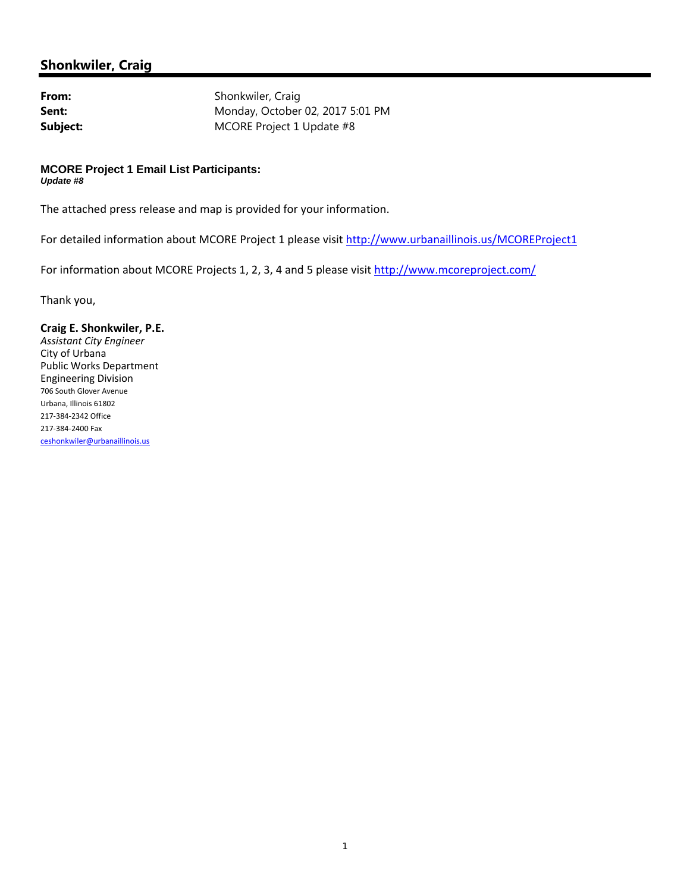## Shonkwiler, Craig

**From:** Shonkwiler, Craig
**Sent:** Monday, October 02, 2017 5:01 PM
**Subject:** MCORE Project 1 Update #8

**MCORE Project 1 Email List Participants:**
***Update #8***

The attached press release and map is provided for your information.

For detailed information about MCORE Project 1 please visit http://www.urbanaillinois.us/MCOREProject1

For information about MCORE Projects 1, 2, 3, 4 and 5 please visit http://www.mcoreproject.com/

Thank you,

**Craig E. Shonkwiler, P.E.**
*Assistant City Engineer*
City of Urbana
Public Works Department
Engineering Division
706 South Glover Avenue
Urbana, Illinois 61802
217-384-2342 Office
217-384-2400 Fax
ceshonkwiler@urbanaillinois.us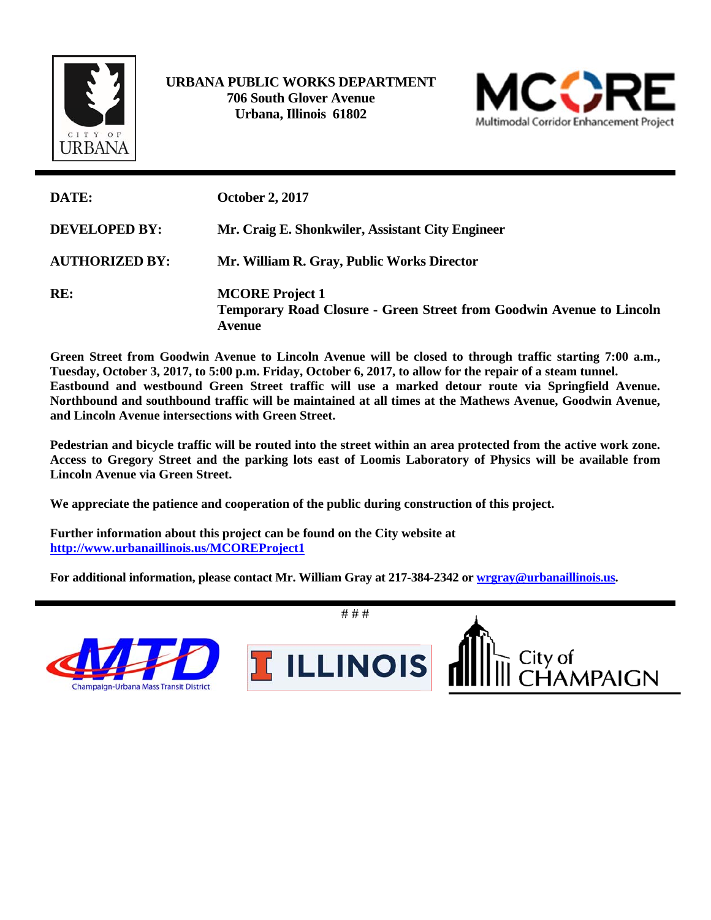**URBANA PUBLIC WORKS DEPARTMENT**
**706 South Glover Avenue**
**Urbana, Illinois 61802**

| | |
|---|---|
| **DATE:** | **October 2, 2017** |
| **DEVELOPED BY:** | **Mr. Craig E. Shonkwiler, Assistant City Engineer** |
| **AUTHORIZED BY:** | **Mr. William R. Gray, Public Works Director** |
| **RE:** | **MCORE Project 1** **Temporary Road Closure - Green Street from Goodwin Avenue to Lincoln Avenue** |

**Green Street from Goodwin Avenue to Lincoln Avenue will be closed to through traffic starting 7:00 a.m., Tuesday, October 3, 2017, to 5:00 p.m. Friday, October 6, 2017, to allow for the repair of a steam tunnel. Eastbound and westbound Green Street traffic will use a marked detour route via Springfield Avenue. Northbound and southbound traffic will be maintained at all times at the Mathews Avenue, Goodwin Avenue, and Lincoln Avenue intersections with Green Street.**

**Pedestrian and bicycle traffic will be routed into the street within an area protected from the active work zone. Access to Gregory Street and the parking lots east of Loomis Laboratory of Physics will be available from Lincoln Avenue via Green Street.**

**We appreciate the patience and cooperation of the public during construction of this project.**

**Further information about this project can be found on the City website at [http://www.urbanaillinois.us/MCOREProject1](http://www.urbanaillinois.us/MCOREProject1)**

**For additional information, please contact Mr. William Gray at 217-384-2342 or [wrgray@urbanaillinois.us](mailto:wrgray@urbanaillinois.us).**

# # #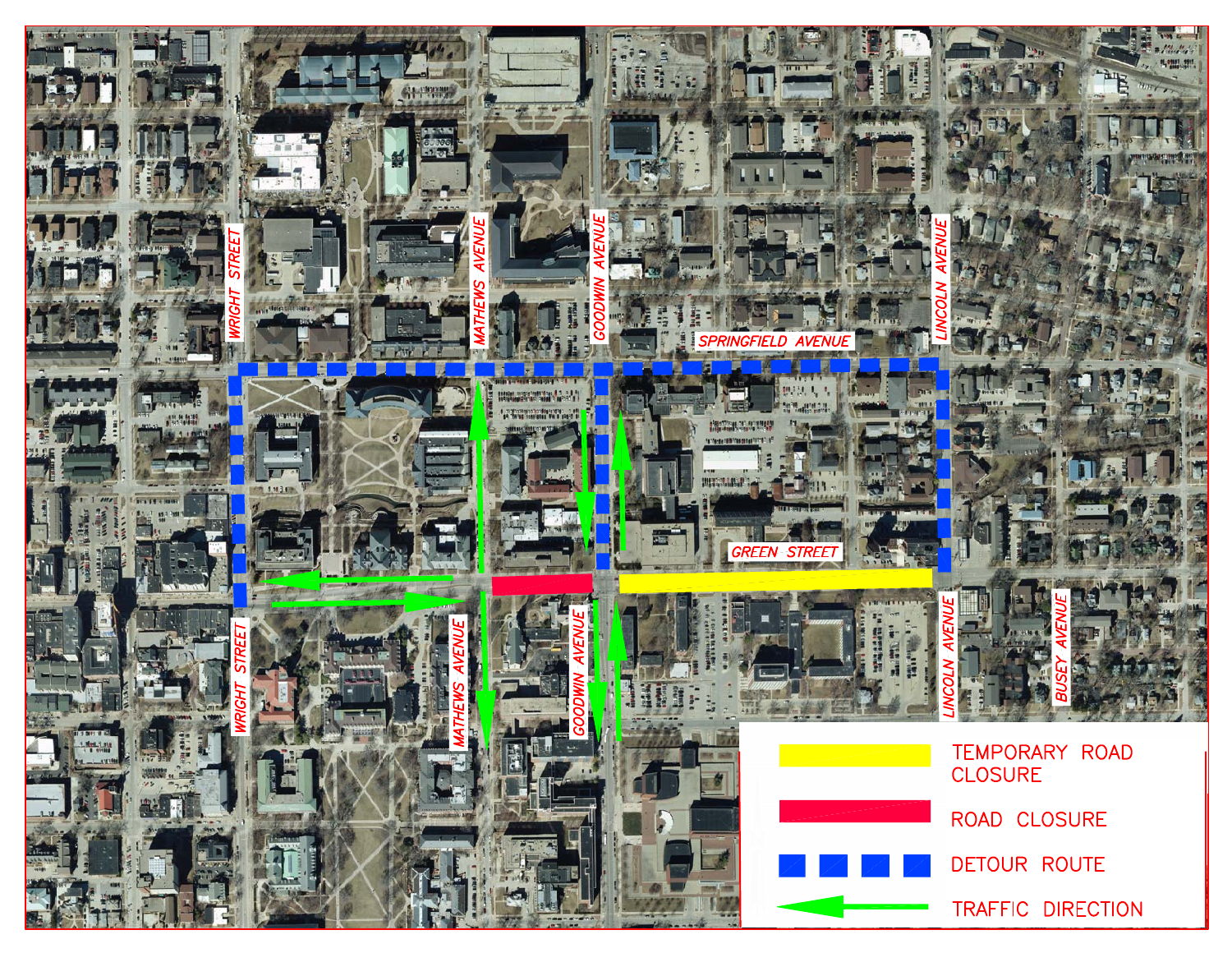WRIGHT STREET

MATHEWS AVENUE

GOODWIN AVENUE

LINCOLN AVENUE

SPRINGFIELD AVENUE

GREEN STREET

WRIGHT STREET

MATHEWS AVENUE

GOODWIN AVENUE

LINCOLN AVENUE

BUSEY AVENUE

TEMPORARY ROAD CLOSURE

ROAD CLOSURE

DETOUR ROUTE

TRAFFIC DIRECTION